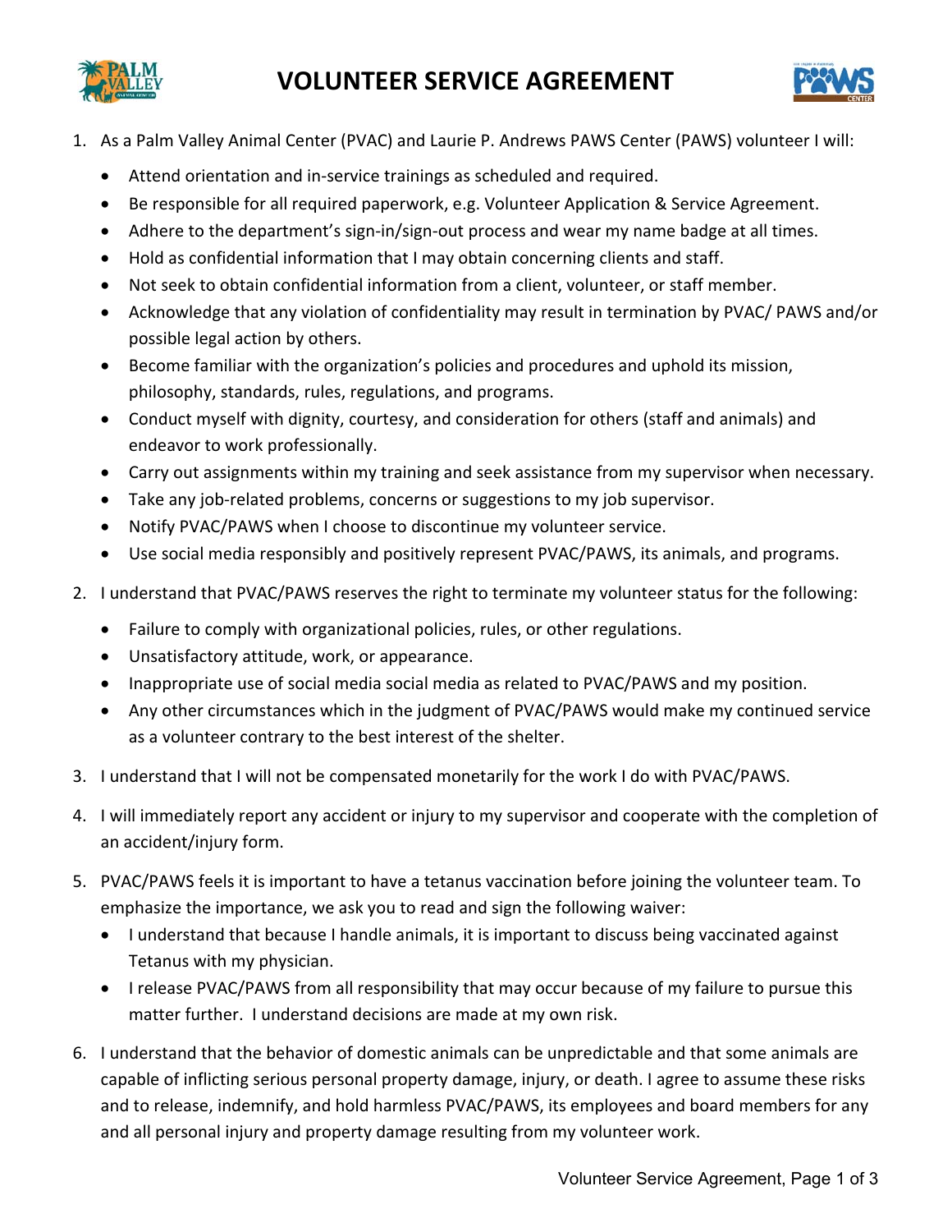# VOLUNTEER SERVICE AGREEMENT

1. As a Palm Valley Animal Center (PVAC) and Laurie P. Andrews PAWS Center (PAWS) volunteer I will:
   - Attend orientation and in-service trainings as scheduled and required.
   - Be responsible for all required paperwork, e.g. Volunteer Application & Service Agreement.
   - Adhere to the department's sign-in/sign-out process and wear my name badge at all times.
   - Hold as confidential information that I may obtain concerning clients and staff.
   - Not seek to obtain confidential information from a client, volunteer, or staff member.
   - Acknowledge that any violation of confidentiality may result in termination by PVAC/ PAWS and/or possible legal action by others.
   - Become familiar with the organization's policies and procedures and uphold its mission, philosophy, standards, rules, regulations, and programs.
   - Conduct myself with dignity, courtesy, and consideration for others (staff and animals) and endeavor to work professionally.
   - Carry out assignments within my training and seek assistance from my supervisor when necessary.
   - Take any job-related problems, concerns or suggestions to my job supervisor.
   - Notify PVAC/PAWS when I choose to discontinue my volunteer service.
   - Use social media responsibly and positively represent PVAC/PAWS, its animals, and programs.

2. I understand that PVAC/PAWS reserves the right to terminate my volunteer status for the following:
   - Failure to comply with organizational policies, rules, or other regulations.
   - Unsatisfactory attitude, work, or appearance.
   - Inappropriate use of social media social media as related to PVAC/PAWS and my position.
   - Any other circumstances which in the judgment of PVAC/PAWS would make my continued service as a volunteer contrary to the best interest of the shelter.

3. I understand that I will not be compensated monetarily for the work I do with PVAC/PAWS.

4. I will immediately report any accident or injury to my supervisor and cooperate with the completion of an accident/injury form.

5. PVAC/PAWS feels it is important to have a tetanus vaccination before joining the volunteer team. To emphasize the importance, we ask you to read and sign the following waiver:
   - I understand that because I handle animals, it is important to discuss being vaccinated against Tetanus with my physician.
   - I release PVAC/PAWS from all responsibility that may occur because of my failure to pursue this matter further. I understand decisions are made at my own risk.

6. I understand that the behavior of domestic animals can be unpredictable and that some animals are capable of inflicting serious personal property damage, injury, or death. I agree to assume these risks and to release, indemnify, and hold harmless PVAC/PAWS, its employees and board members for any and all personal injury and property damage resulting from my volunteer work.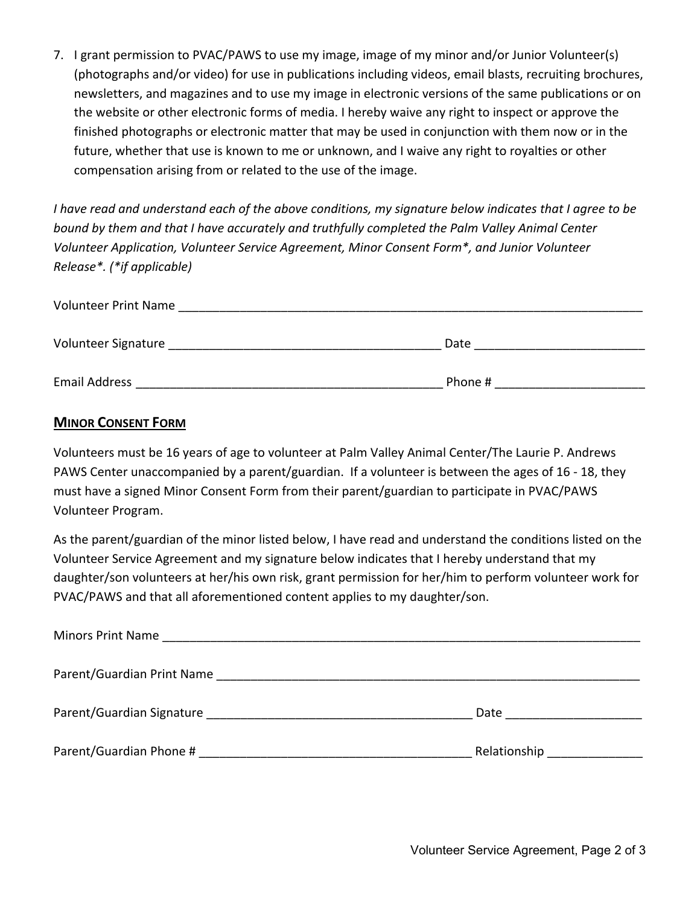7. I grant permission to PVAC/PAWS to use my image, image of my minor and/or Junior Volunteer(s) (photographs and/or video) for use in publications including videos, email blasts, recruiting brochures, newsletters, and magazines and to use my image in electronic versions of the same publications or on the website or other electronic forms of media. I hereby waive any right to inspect or approve the finished photographs or electronic matter that may be used in conjunction with them now or in the future, whether that use is known to me or unknown, and I waive any right to royalties or other compensation arising from or related to the use of the image.

*I have read and understand each of the above conditions, my signature below indicates that I agree to be bound by them and that I have accurately and truthfully completed the Palm Valley Animal Center Volunteer Application, Volunteer Service Agreement, Minor Consent Form*, and Junior Volunteer Release*. (*if applicable)*

Volunteer Print Name ______________________________________________________________________

Volunteer Signature ________________________________________ Date _________________________

Email Address _____________________________________________ Phone # ______________________

## Minor Consent Form

Volunteers must be 16 years of age to volunteer at Palm Valley Animal Center/The Laurie P. Andrews PAWS Center unaccompanied by a parent/guardian. If a volunteer is between the ages of 16 - 18, they must have a signed Minor Consent Form from their parent/guardian to participate in PVAC/PAWS Volunteer Program.

As the parent/guardian of the minor listed below, I have read and understand the conditions listed on the Volunteer Service Agreement and my signature below indicates that I hereby understand that my daughter/son volunteers at her/his own risk, grant permission for her/him to perform volunteer work for PVAC/PAWS and that all aforementioned content applies to my daughter/son.

Minors Print Name _________________________________________________________________________

Parent/Guardian Print Name _________________________________________________________________

Parent/Guardian Signature _______________________________________ Date ____________________

Parent/Guardian Phone # ________________________________________ Relationship ______________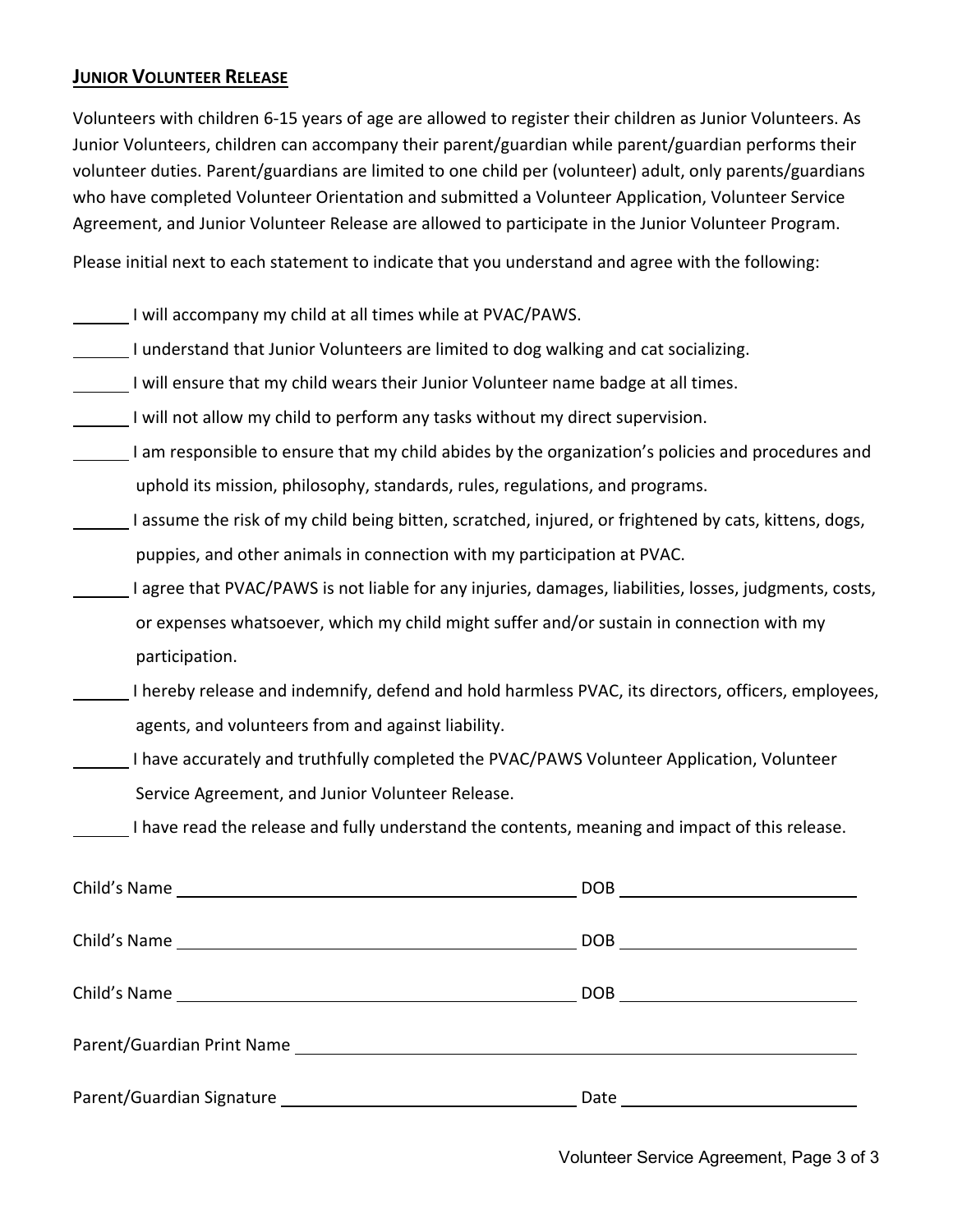## **JUNIOR VOLUNTEER RELEASE**

Volunteers with children 6-15 years of age are allowed to register their children as Junior Volunteers. As Junior Volunteers, children can accompany their parent/guardian while parent/guardian performs their volunteer duties. Parent/guardians are limited to one child per (volunteer) adult, only parents/guardians who have completed Volunteer Orientation and submitted a Volunteer Application, Volunteer Service Agreement, and Junior Volunteer Release are allowed to participate in the Junior Volunteer Program.

Please initial next to each statement to indicate that you understand and agree with the following:

______ I will accompany my child at all times while at PVAC/PAWS.

______ I understand that Junior Volunteers are limited to dog walking and cat socializing.

______ I will ensure that my child wears their Junior Volunteer name badge at all times.

______ I will not allow my child to perform any tasks without my direct supervision.

______ I am responsible to ensure that my child abides by the organization's policies and procedures and uphold its mission, philosophy, standards, rules, regulations, and programs.

______ I assume the risk of my child being bitten, scratched, injured, or frightened by cats, kittens, dogs, puppies, and other animals in connection with my participation at PVAC.

______ I agree that PVAC/PAWS is not liable for any injuries, damages, liabilities, losses, judgments, costs, or expenses whatsoever, which my child might suffer and/or sustain in connection with my participation.

______ I hereby release and indemnify, defend and hold harmless PVAC, its directors, officers, employees, agents, and volunteers from and against liability.

______ I have accurately and truthfully completed the PVAC/PAWS Volunteer Application, Volunteer Service Agreement, and Junior Volunteer Release.

______ I have read the release and fully understand the contents, meaning and impact of this release.

Child's Name ______________________________ DOB ____________________

Child's Name ______________________________ DOB ____________________

Child's Name ______________________________ DOB ____________________

Parent/Guardian Print Name ______________________________________________

Parent/Guardian Signature ________________________ Date ____________________